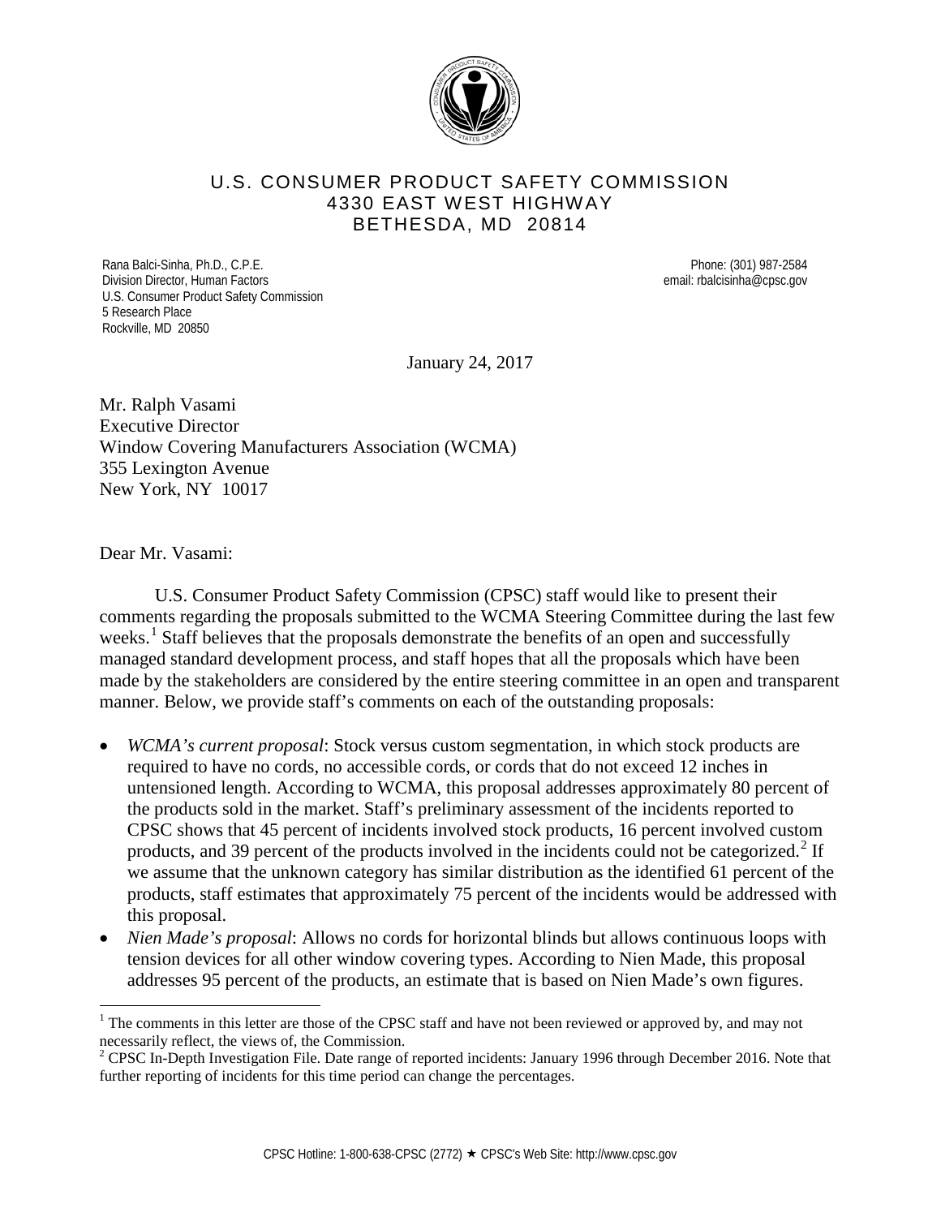U.S. CONSUMER PRODUCT SAFETY COMMISSION
4330 EAST WEST HIGHWAY
BETHESDA, MD 20814

Rana Balci-Sinha, Ph.D., C.P.E.
Division Director, Human Factors
U.S. Consumer Product Safety Commission
5 Research Place
Rockville, MD 20850

Phone: (301) 987-2584
email: rbalcisinha@cpsc.gov

January 24, 2017

Mr. Ralph Vasami
Executive Director
Window Covering Manufacturers Association (WCMA)
355 Lexington Avenue
New York, NY 10017

Dear Mr. Vasami:

U.S. Consumer Product Safety Commission (CPSC) staff would like to present their comments regarding the proposals submitted to the WCMA Steering Committee during the last few weeks.[1] Staff believes that the proposals demonstrate the benefits of an open and successfully managed standard development process, and staff hopes that all the proposals which have been made by the stakeholders are considered by the entire steering committee in an open and transparent manner. Below, we provide staff's comments on each of the outstanding proposals:

- *WCMA's current proposal*: Stock versus custom segmentation, in which stock products are required to have no cords, no accessible cords, or cords that do not exceed 12 inches in untensioned length. According to WCMA, this proposal addresses approximately 80 percent of the products sold in the market. Staff's preliminary assessment of the incidents reported to CPSC shows that 45 percent of incidents involved stock products, 16 percent involved custom products, and 39 percent of the products involved in the incidents could not be categorized.[2] If we assume that the unknown category has similar distribution as the identified 61 percent of the products, staff estimates that approximately 75 percent of the incidents would be addressed with this proposal.
- *Nien Made's proposal*: Allows no cords for horizontal blinds but allows continuous loops with tension devices for all other window covering types. According to Nien Made, this proposal addresses 95 percent of the products, an estimate that is based on Nien Made's own figures.

[1] The comments in this letter are those of the CPSC staff and have not been reviewed or approved by, and may not necessarily reflect, the views of, the Commission.

[2] CPSC In-Depth Investigation File. Date range of reported incidents: January 1996 through December 2016. Note that further reporting of incidents for this time period can change the percentages.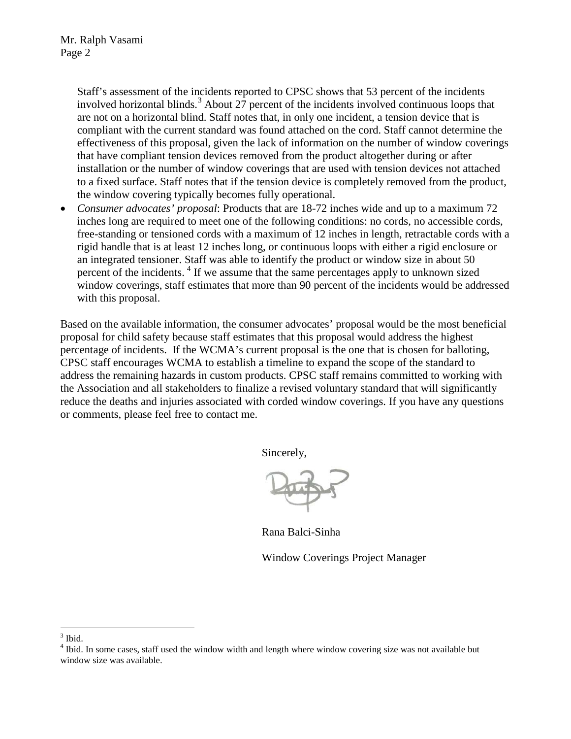Staff's assessment of the incidents reported to CPSC shows that 53 percent of the incidents involved horizontal blinds.[3] About 27 percent of the incidents involved continuous loops that are not on a horizontal blind. Staff notes that, in only one incident, a tension device that is compliant with the current standard was found attached on the cord. Staff cannot determine the effectiveness of this proposal, given the lack of information on the number of window coverings that have compliant tension devices removed from the product altogether during or after installation or the number of window coverings that are used with tension devices not attached to a fixed surface. Staff notes that if the tension device is completely removed from the product, the window covering typically becomes fully operational.

- *Consumer advocates' proposal*: Products that are 18-72 inches wide and up to a maximum 72 inches long are required to meet one of the following conditions: no cords, no accessible cords, free-standing or tensioned cords with a maximum of 12 inches in length, retractable cords with a rigid handle that is at least 12 inches long, or continuous loops with either a rigid enclosure or an integrated tensioner. Staff was able to identify the product or window size in about 50 percent of the incidents.[4] If we assume that the same percentages apply to unknown sized window coverings, staff estimates that more than 90 percent of the incidents would be addressed with this proposal.

Based on the available information, the consumer advocates' proposal would be the most beneficial proposal for child safety because staff estimates that this proposal would address the highest percentage of incidents. If the WCMA's current proposal is the one that is chosen for balloting, CPSC staff encourages WCMA to establish a timeline to expand the scope of the standard to address the remaining hazards in custom products. CPSC staff remains committed to working with the Association and all stakeholders to finalize a revised voluntary standard that will significantly reduce the deaths and injuries associated with corded window coverings. If you have any questions or comments, please feel free to contact me.

Sincerely,

Rana Balci-Sinha

Window Coverings Project Manager

[3] Ibid.

[4] Ibid. In some cases, staff used the window width and length where window covering size was not available but window size was available.